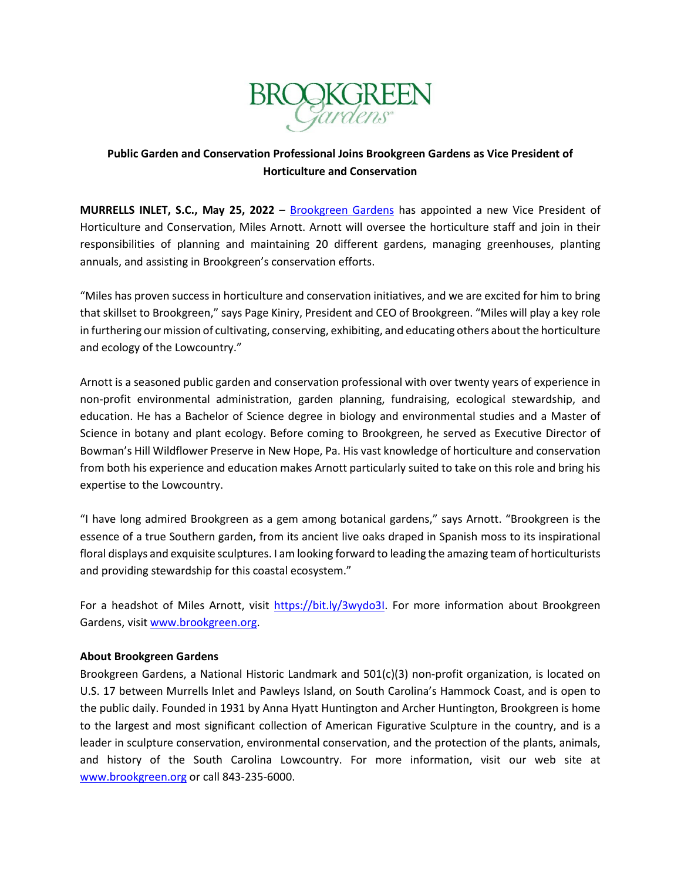**BROOKGREEN Gardens**

## Public Garden and Conservation Professional Joins Brookgreen Gardens as Vice President of Horticulture and Conservation

**MURRELLS INLET, S.C., May 25, 2022** – Brookgreen Gardens has appointed a new Vice President of Horticulture and Conservation, Miles Arnott. Arnott will oversee the horticulture staff and join in their responsibilities of planning and maintaining 20 different gardens, managing greenhouses, planting annuals, and assisting in Brookgreen's conservation efforts.

"Miles has proven success in horticulture and conservation initiatives, and we are excited for him to bring that skillset to Brookgreen," says Page Kiniry, President and CEO of Brookgreen. "Miles will play a key role in furthering our mission of cultivating, conserving, exhibiting, and educating others about the horticulture and ecology of the Lowcountry."

Arnott is a seasoned public garden and conservation professional with over twenty years of experience in non-profit environmental administration, garden planning, fundraising, ecological stewardship, and education. He has a Bachelor of Science degree in biology and environmental studies and a Master of Science in botany and plant ecology. Before coming to Brookgreen, he served as Executive Director of Bowman's Hill Wildflower Preserve in New Hope, Pa. His vast knowledge of horticulture and conservation from both his experience and education makes Arnott particularly suited to take on this role and bring his expertise to the Lowcountry.

"I have long admired Brookgreen as a gem among botanical gardens," says Arnott. "Brookgreen is the essence of a true Southern garden, from its ancient live oaks draped in Spanish moss to its inspirational floral displays and exquisite sculptures. I am looking forward to leading the amazing team of horticulturists and providing stewardship for this coastal ecosystem."

For a headshot of Miles Arnott, visit https://bit.ly/3wydo3I. For more information about Brookgreen Gardens, visit www.brookgreen.org.

**About Brookgreen Gardens**

Brookgreen Gardens, a National Historic Landmark and 501(c)(3) non-profit organization, is located on U.S. 17 between Murrells Inlet and Pawleys Island, on South Carolina's Hammock Coast, and is open to the public daily. Founded in 1931 by Anna Hyatt Huntington and Archer Huntington, Brookgreen is home to the largest and most significant collection of American Figurative Sculpture in the country, and is a leader in sculpture conservation, environmental conservation, and the protection of the plants, animals, and history of the South Carolina Lowcountry. For more information, visit our web site at www.brookgreen.org or call 843-235-6000.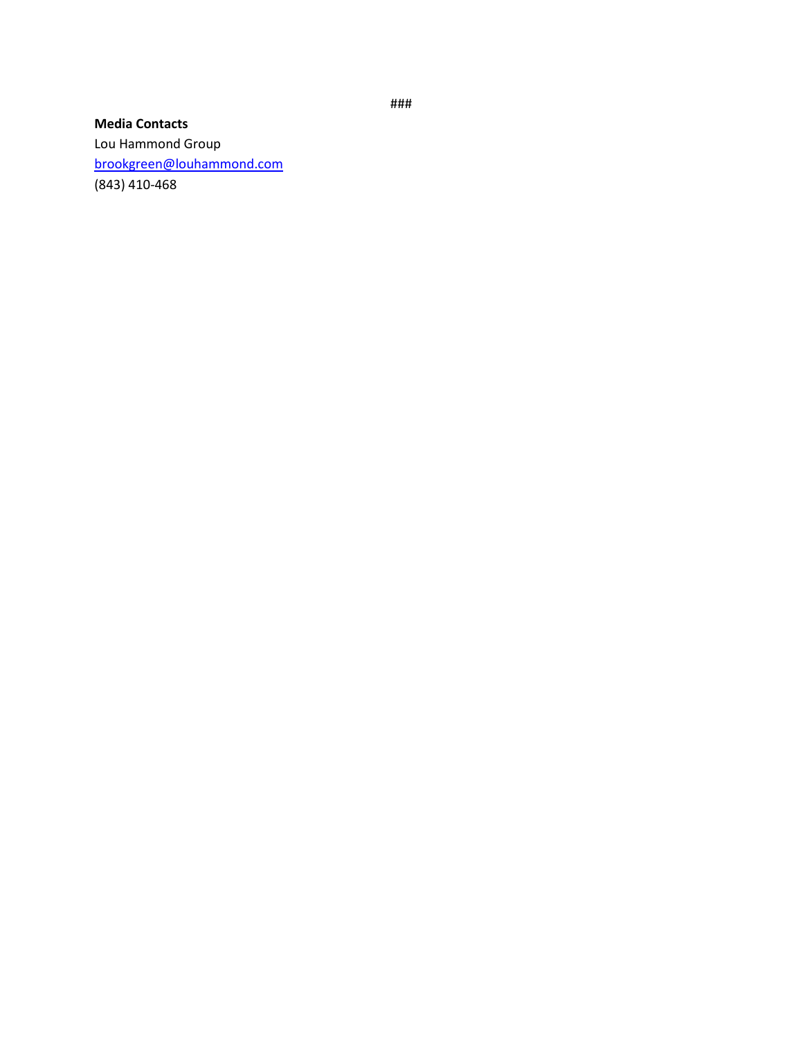###

**Media Contacts**
Lou Hammond Group
brookgreen@louhammond.com
(843) 410-468